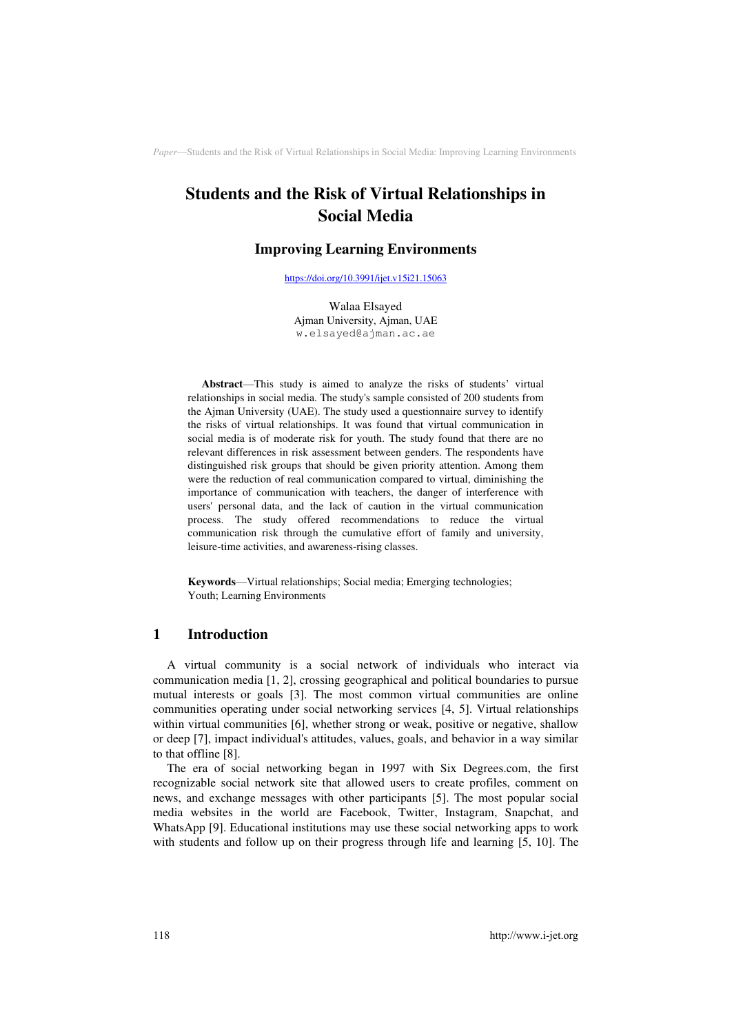# Students and the Risk of Virtual Relationships in Social Media

## Improving Learning Environments

https://doi.org/10.3991/ijet.v15i21.15063

Walaa Elsayed
Ajman University, Ajman, UAE
w.elsayed@ajman.ac.ae

**Abstract**—This study is aimed to analyze the risks of students' virtual relationships in social media. The study's sample consisted of 200 students from the Ajman University (UAE). The study used a questionnaire survey to identify the risks of virtual relationships. It was found that virtual communication in social media is of moderate risk for youth. The study found that there are no relevant differences in risk assessment between genders. The respondents have distinguished risk groups that should be given priority attention. Among them were the reduction of real communication compared to virtual, diminishing the importance of communication with teachers, the danger of interference with users' personal data, and the lack of caution in the virtual communication process. The study offered recommendations to reduce the virtual communication risk through the cumulative effort of family and university, leisure-time activities, and awareness-rising classes.

**Keywords**—Virtual relationships; Social media; Emerging technologies; Youth; Learning Environments

## 1 Introduction

A virtual community is a social network of individuals who interact via communication media [1, 2], crossing geographical and political boundaries to pursue mutual interests or goals [3]. The most common virtual communities are online communities operating under social networking services [4, 5]. Virtual relationships within virtual communities [6], whether strong or weak, positive or negative, shallow or deep [7], impact individual's attitudes, values, goals, and behavior in a way similar to that offline [8].

The era of social networking began in 1997 with Six Degrees.com, the first recognizable social network site that allowed users to create profiles, comment on news, and exchange messages with other participants [5]. The most popular social media websites in the world are Facebook, Twitter, Instagram, Snapchat, and WhatsApp [9]. Educational institutions may use these social networking apps to work with students and follow up on their progress through life and learning [5, 10]. The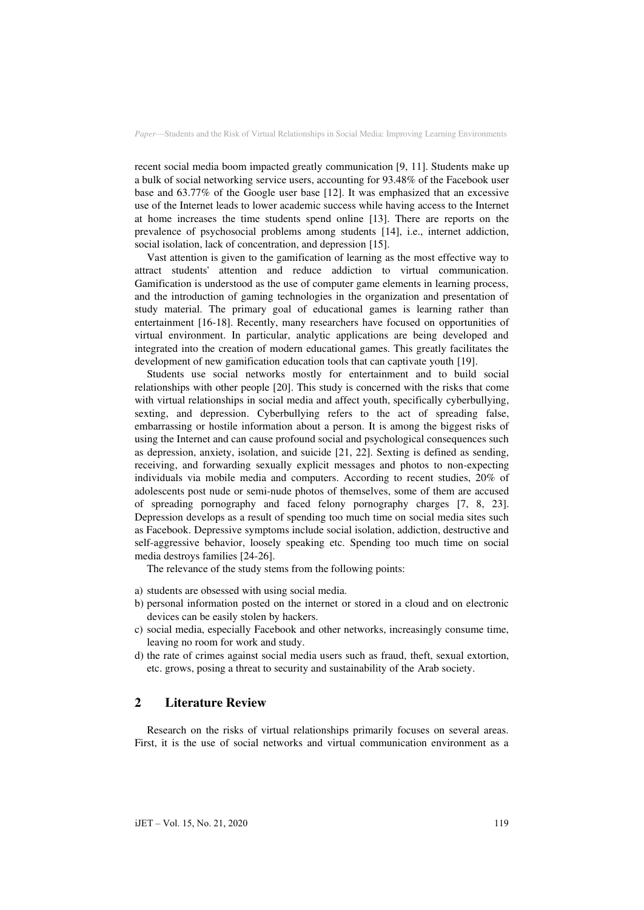recent social media boom impacted greatly communication [9, 11]. Students make up a bulk of social networking service users, accounting for 93.48% of the Facebook user base and 63.77% of the Google user base [12]. It was emphasized that an excessive use of the Internet leads to lower academic success while having access to the Internet at home increases the time students spend online [13]. There are reports on the prevalence of psychosocial problems among students [14], i.e., internet addiction, social isolation, lack of concentration, and depression [15].

Vast attention is given to the gamification of learning as the most effective way to attract students' attention and reduce addiction to virtual communication. Gamification is understood as the use of computer game elements in learning process, and the introduction of gaming technologies in the organization and presentation of study material. The primary goal of educational games is learning rather than entertainment [16-18]. Recently, many researchers have focused on opportunities of virtual environment. In particular, analytic applications are being developed and integrated into the creation of modern educational games. This greatly facilitates the development of new gamification education tools that can captivate youth [19].

Students use social networks mostly for entertainment and to build social relationships with other people [20]. This study is concerned with the risks that come with virtual relationships in social media and affect youth, specifically cyberbullying, sexting, and depression. Cyberbullying refers to the act of spreading false, embarrassing or hostile information about a person. It is among the biggest risks of using the Internet and can cause profound social and psychological consequences such as depression, anxiety, isolation, and suicide [21, 22]. Sexting is defined as sending, receiving, and forwarding sexually explicit messages and photos to non-expecting individuals via mobile media and computers. According to recent studies, 20% of adolescents post nude or semi-nude photos of themselves, some of them are accused of spreading pornography and faced felony pornography charges [7, 8, 23]. Depression develops as a result of spending too much time on social media sites such as Facebook. Depressive symptoms include social isolation, addiction, destructive and self-aggressive behavior, loosely speaking etc. Spending too much time on social media destroys families [24-26].

The relevance of the study stems from the following points:

a) students are obsessed with using social media.
b) personal information posted on the internet or stored in a cloud and on electronic devices can be easily stolen by hackers.
c) social media, especially Facebook and other networks, increasingly consume time, leaving no room for work and study.
d) the rate of crimes against social media users such as fraud, theft, sexual extortion, etc. grows, posing a threat to security and sustainability of the Arab society.

## 2 Literature Review

Research on the risks of virtual relationships primarily focuses on several areas. First, it is the use of social networks and virtual communication environment as a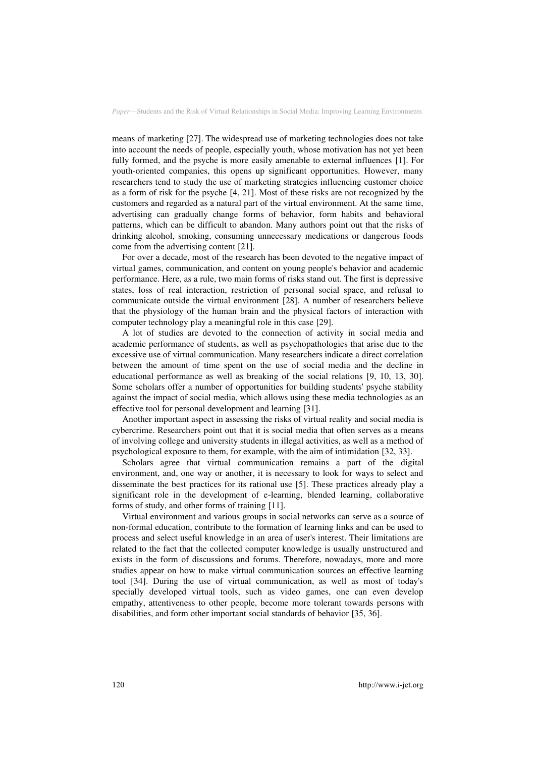means of marketing [27]. The widespread use of marketing technologies does not take into account the needs of people, especially youth, whose motivation has not yet been fully formed, and the psyche is more easily amenable to external influences [1]. For youth-oriented companies, this opens up significant opportunities. However, many researchers tend to study the use of marketing strategies influencing customer choice as a form of risk for the psyche [4, 21]. Most of these risks are not recognized by the customers and regarded as a natural part of the virtual environment. At the same time, advertising can gradually change forms of behavior, form habits and behavioral patterns, which can be difficult to abandon. Many authors point out that the risks of drinking alcohol, smoking, consuming unnecessary medications or dangerous foods come from the advertising content [21].

For over a decade, most of the research has been devoted to the negative impact of virtual games, communication, and content on young people's behavior and academic performance. Here, as a rule, two main forms of risks stand out. The first is depressive states, loss of real interaction, restriction of personal social space, and refusal to communicate outside the virtual environment [28]. A number of researchers believe that the physiology of the human brain and the physical factors of interaction with computer technology play a meaningful role in this case [29].

A lot of studies are devoted to the connection of activity in social media and academic performance of students, as well as psychopathologies that arise due to the excessive use of virtual communication. Many researchers indicate a direct correlation between the amount of time spent on the use of social media and the decline in educational performance as well as breaking of the social relations [9, 10, 13, 30]. Some scholars offer a number of opportunities for building students' psyche stability against the impact of social media, which allows using these media technologies as an effective tool for personal development and learning [31].

Another important aspect in assessing the risks of virtual reality and social media is cybercrime. Researchers point out that it is social media that often serves as a means of involving college and university students in illegal activities, as well as a method of psychological exposure to them, for example, with the aim of intimidation [32, 33].

Scholars agree that virtual communication remains a part of the digital environment, and, one way or another, it is necessary to look for ways to select and disseminate the best practices for its rational use [5]. These practices already play a significant role in the development of e-learning, blended learning, collaborative forms of study, and other forms of training [11].

Virtual environment and various groups in social networks can serve as a source of non-formal education, contribute to the formation of learning links and can be used to process and select useful knowledge in an area of user's interest. Their limitations are related to the fact that the collected computer knowledge is usually unstructured and exists in the form of discussions and forums. Therefore, nowadays, more and more studies appear on how to make virtual communication sources an effective learning tool [34]. During the use of virtual communication, as well as most of today's specially developed virtual tools, such as video games, one can even develop empathy, attentiveness to other people, become more tolerant towards persons with disabilities, and form other important social standards of behavior [35, 36].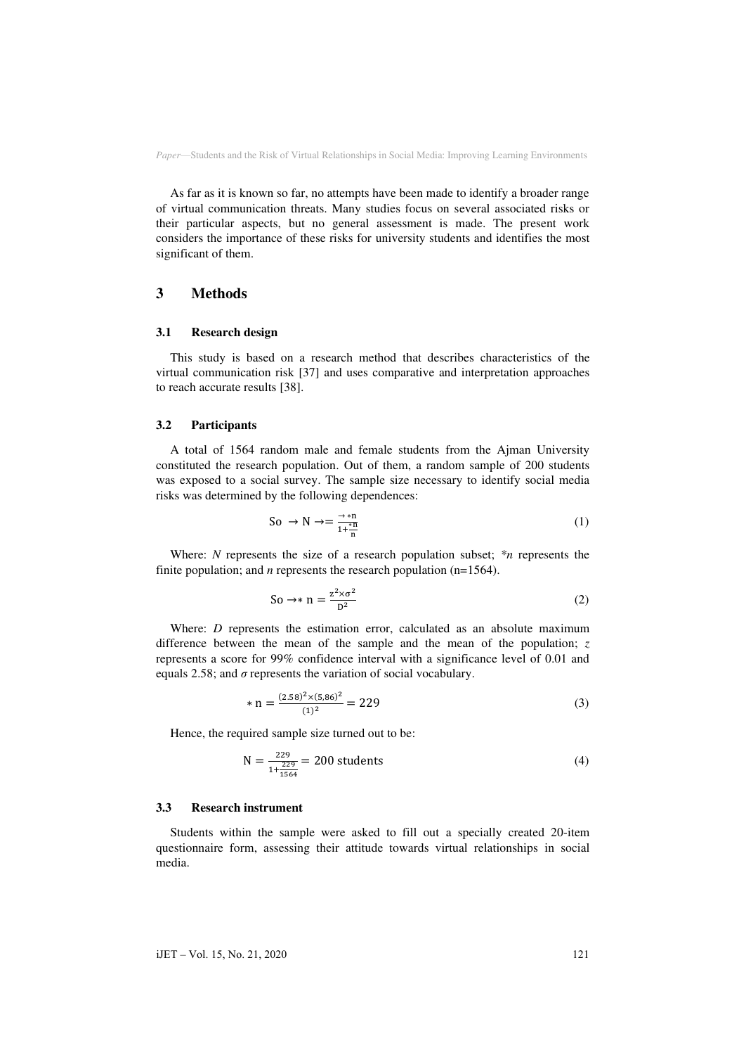As far as it is known so far, no attempts have been made to identify a broader range of virtual communication threats. Many studies focus on several associated risks or their particular aspects, but no general assessment is made. The present work considers the importance of these risks for university students and identifies the most significant of them.

# 3 Methods

## 3.1 Research design

This study is based on a research method that describes characteristics of the virtual communication risk [37] and uses comparative and interpretation approaches to reach accurate results [38].

## 3.2 Participants

A total of 1564 random male and female students from the Ajman University constituted the research population. Out of them, a random sample of 200 students was exposed to a social survey. The sample size necessary to identify social media risks was determined by the following dependences:

$$\text{So} \ \rightarrow \text{N} \rightarrow = \frac{\rightarrow *\text{n}}{1+\frac{*\text{n}}{\text{n}}} \tag{1}$$

Where: *N* represents the size of a research population subset; *\*n* represents the finite population; and *n* represents the research population (n=1564).

$$\text{So} \rightarrow * \ \text{n} = \frac{\text{z}^2 \times \sigma^2}{\text{D}^2} \tag{2}$$

Where: *D* represents the estimation error, calculated as an absolute maximum difference between the mean of the sample and the mean of the population; *z* represents a score for 99% confidence interval with a significance level of 0.01 and equals 2.58; and *σ* represents the variation of social vocabulary.

$$* \ \text{n} = \frac{(2.58)^2 \times (5{,}86)^2}{(1)^2} = 229 \tag{3}$$

Hence, the required sample size turned out to be:

$$\text{N} = \frac{229}{1+\frac{229}{1564}} = 200 \text{ students} \tag{4}$$

## 3.3 Research instrument

Students within the sample were asked to fill out a specially created 20-item questionnaire form, assessing their attitude towards virtual relationships in social media.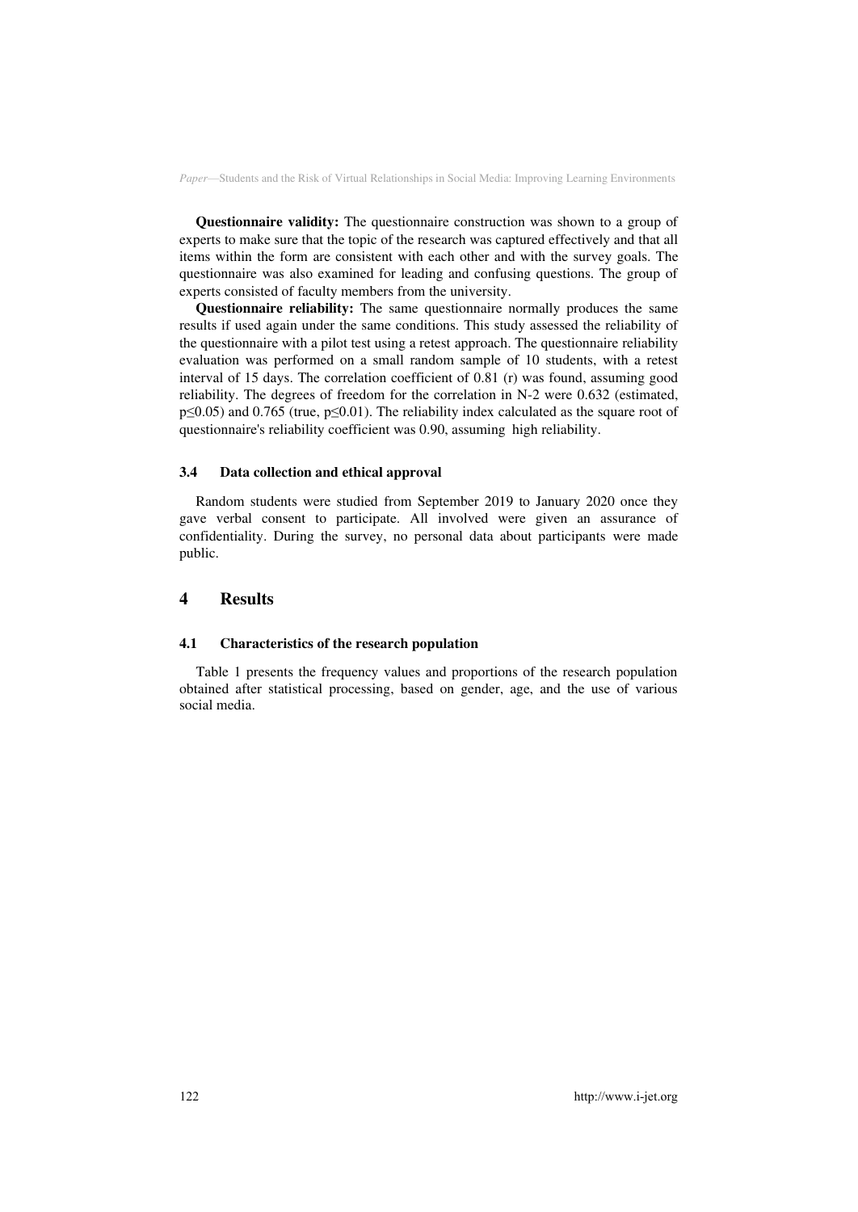**Questionnaire validity:** The questionnaire construction was shown to a group of experts to make sure that the topic of the research was captured effectively and that all items within the form are consistent with each other and with the survey goals. The questionnaire was also examined for leading and confusing questions. The group of experts consisted of faculty members from the university.

**Questionnaire reliability:** The same questionnaire normally produces the same results if used again under the same conditions. This study assessed the reliability of the questionnaire with a pilot test using a retest approach. The questionnaire reliability evaluation was performed on a small random sample of 10 students, with a retest interval of 15 days. The correlation coefficient of 0.81 (r) was found, assuming good reliability. The degrees of freedom for the correlation in N-2 were 0.632 (estimated, $p \leq 0.05$) and 0.765 (true, $p \leq 0.01$). The reliability index calculated as the square root of questionnaire's reliability coefficient was 0.90, assuming high reliability.

### 3.4 Data collection and ethical approval

Random students were studied from September 2019 to January 2020 once they gave verbal consent to participate. All involved were given an assurance of confidentiality. During the survey, no personal data about participants were made public.

## 4 Results

### 4.1 Characteristics of the research population

Table 1 presents the frequency values and proportions of the research population obtained after statistical processing, based on gender, age, and the use of various social media.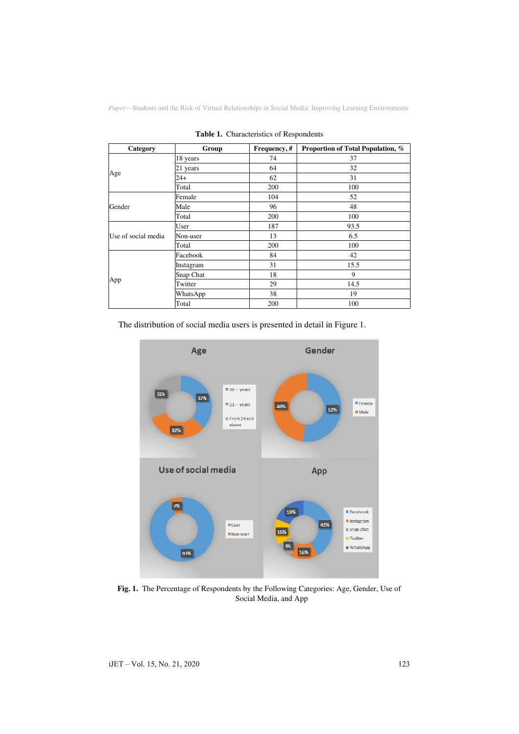**Table 1.** Characteristics of Respondents

| Category | Group | Frequency, # | Proportion of Total Population, % |
|---|---|---|---|
| Age | 18 years | 74 | 37 |
| | 21 years | 64 | 32 |
| | 24+ | 62 | 31 |
| | Total | 200 | 100 |
| Gender | Female | 104 | 52 |
| | Male | 96 | 48 |
| | Total | 200 | 100 |
| Use of social media | User | 187 | 93.5 |
| | Non-user | 13 | 6.5 |
| | Total | 200 | 100 |
| App | Facebook | 84 | 42 |
| | Instagram | 31 | 15.5 |
| | Snap Chat | 18 | 9 |
| | Twitter | 29 | 14.5 |
| | WhatsApp | 38 | 19 |
| | Total | 200 | 100 |

The distribution of social media users is presented in detail in Figure 1.

**Fig. 1.** The Percentage of Respondents by the Following Categories: Age, Gender, Use of Social Media, and App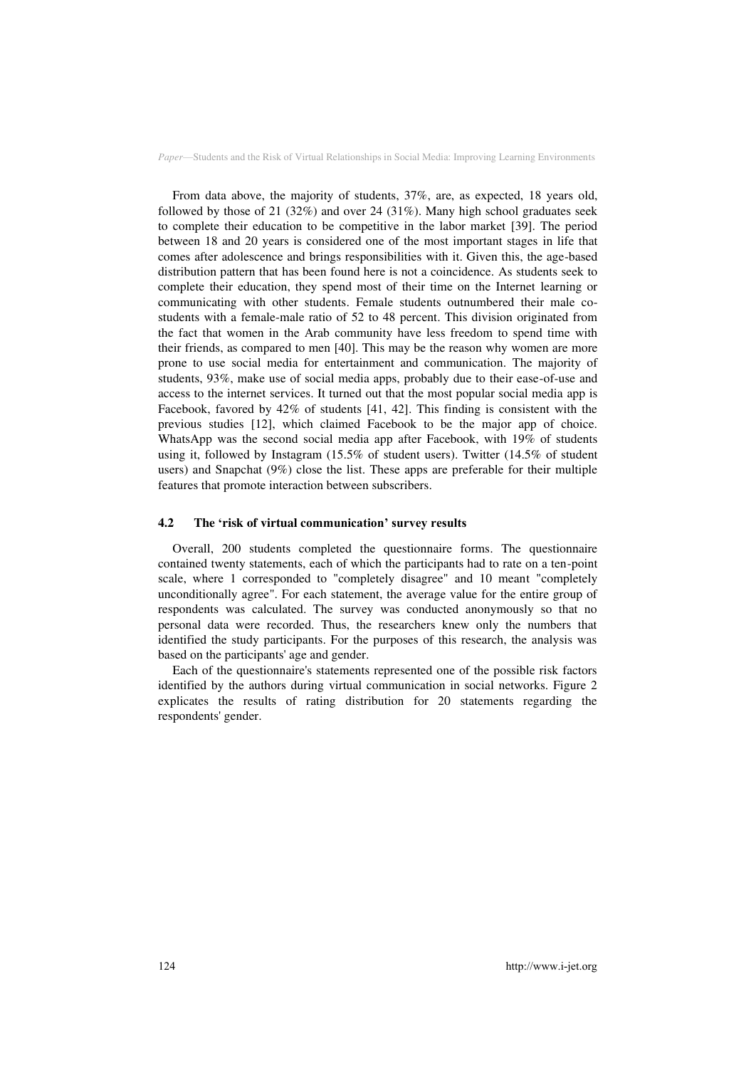From data above, the majority of students, 37%, are, as expected, 18 years old, followed by those of 21 (32%) and over 24 (31%). Many high school graduates seek to complete their education to be competitive in the labor market [39]. The period between 18 and 20 years is considered one of the most important stages in life that comes after adolescence and brings responsibilities with it. Given this, the age-based distribution pattern that has been found here is not a coincidence. As students seek to complete their education, they spend most of their time on the Internet learning or communicating with other students. Female students outnumbered their male co-students with a female-male ratio of 52 to 48 percent. This division originated from the fact that women in the Arab community have less freedom to spend time with their friends, as compared to men [40]. This may be the reason why women are more prone to use social media for entertainment and communication. The majority of students, 93%, make use of social media apps, probably due to their ease-of-use and access to the internet services. It turned out that the most popular social media app is Facebook, favored by 42% of students [41, 42]. This finding is consistent with the previous studies [12], which claimed Facebook to be the major app of choice. WhatsApp was the second social media app after Facebook, with 19% of students using it, followed by Instagram (15.5% of student users). Twitter (14.5% of student users) and Snapchat (9%) close the list. These apps are preferable for their multiple features that promote interaction between subscribers.

### 4.2 The 'risk of virtual communication' survey results

Overall, 200 students completed the questionnaire forms. The questionnaire contained twenty statements, each of which the participants had to rate on a ten-point scale, where 1 corresponded to "completely disagree" and 10 meant "completely unconditionally agree". For each statement, the average value for the entire group of respondents was calculated. The survey was conducted anonymously so that no personal data were recorded. Thus, the researchers knew only the numbers that identified the study participants. For the purposes of this research, the analysis was based on the participants' age and gender.

Each of the questionnaire's statements represented one of the possible risk factors identified by the authors during virtual communication in social networks. Figure 2 explicates the results of rating distribution for 20 statements regarding the respondents' gender.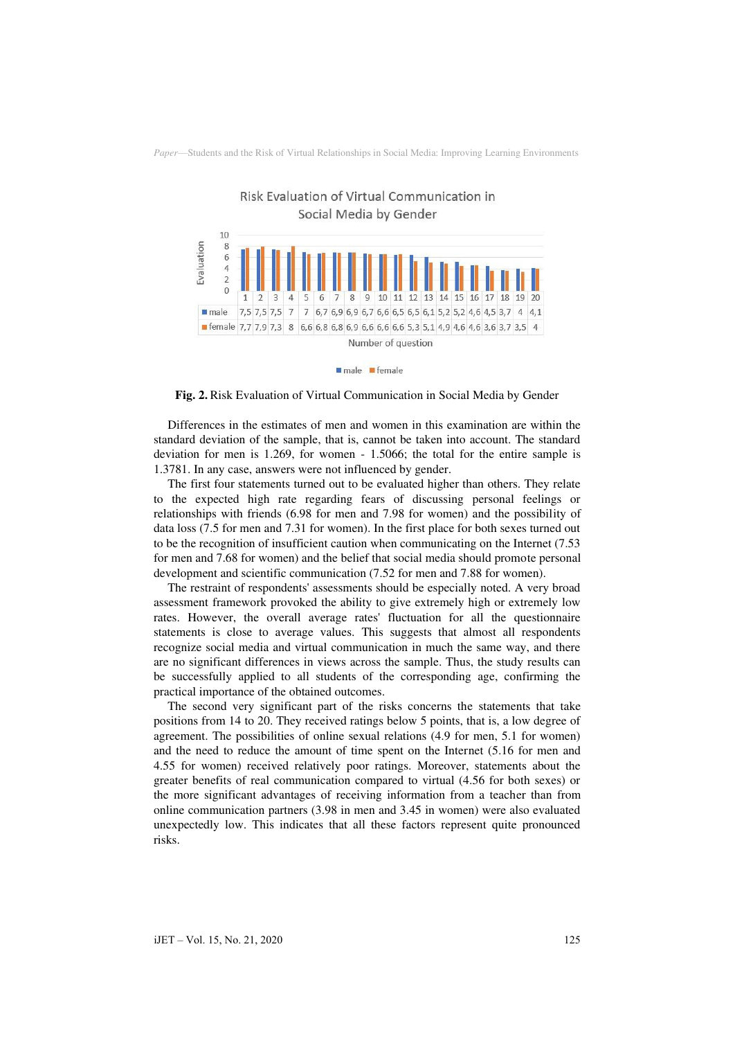Risk Evaluation of Virtual Communication in Social Media by Gender

| | 1 | 2 | 3 | 4 | 5 | 6 | 7 | 8 | 9 | 10 | 11 | 12 | 13 | 14 | 15 | 16 | 17 | 18 | 19 | 20 |
|---|---|---|---|---|---|---|---|---|---|---|---|---|---|---|---|---|---|---|---|---|
| male | 7,5 | 7,5 | 7,5 | 7 | 7 | 6,7 | 6,9 | 6,9 | 6,7 | 6,6 | 6,5 | 6,5 | 6,1 | 5,2 | 5,2 | 4,6 | 4,5 | 3,7 | 4 | 4,1 |
| female | 7,7 | 7,9 | 7,3 | 8 | 6,6 | 6,8 | 6,8 | 6,9 | 6,6 | 6,6 | 6,6 | 5,3 | 5,1 | 4,9 | 4,6 | 4,6 | 3,6 | 3,7 | 3,5 | 4 |

Number of question

**Fig. 2.** Risk Evaluation of Virtual Communication in Social Media by Gender

Differences in the estimates of men and women in this examination are within the standard deviation of the sample, that is, cannot be taken into account. The standard deviation for men is 1.269, for women - 1.5066; the total for the entire sample is 1.3781. In any case, answers were not influenced by gender.

The first four statements turned out to be evaluated higher than others. They relate to the expected high rate regarding fears of discussing personal feelings or relationships with friends (6.98 for men and 7.98 for women) and the possibility of data loss (7.5 for men and 7.31 for women). In the first place for both sexes turned out to be the recognition of insufficient caution when communicating on the Internet (7.53 for men and 7.68 for women) and the belief that social media should promote personal development and scientific communication (7.52 for men and 7.88 for women).

The restraint of respondents' assessments should be especially noted. A very broad assessment framework provoked the ability to give extremely high or extremely low rates. However, the overall average rates' fluctuation for all the questionnaire statements is close to average values. This suggests that almost all respondents recognize social media and virtual communication in much the same way, and there are no significant differences in views across the sample. Thus, the study results can be successfully applied to all students of the corresponding age, confirming the practical importance of the obtained outcomes.

The second very significant part of the risks concerns the statements that take positions from 14 to 20. They received ratings below 5 points, that is, a low degree of agreement. The possibilities of online sexual relations (4.9 for men, 5.1 for women) and the need to reduce the amount of time spent on the Internet (5.16 for men and 4.55 for women) received relatively poor ratings. Moreover, statements about the greater benefits of real communication compared to virtual (4.56 for both sexes) or the more significant advantages of receiving information from a teacher than from online communication partners (3.98 in men and 3.45 in women) were also evaluated unexpectedly low. This indicates that all these factors represent quite pronounced risks.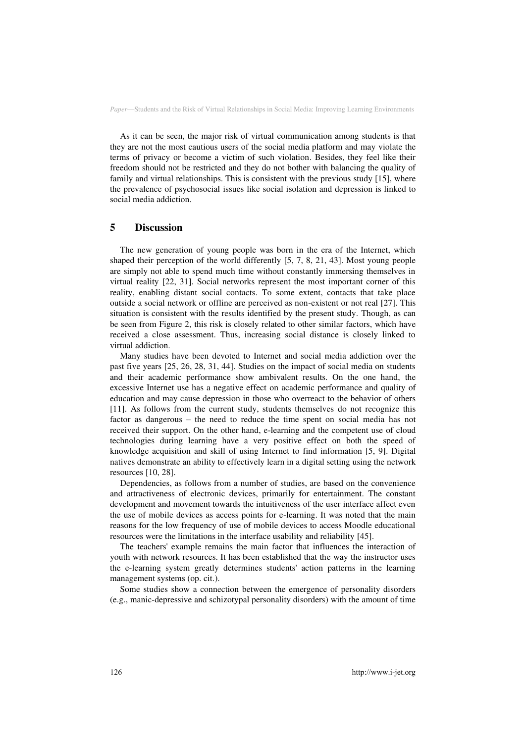As it can be seen, the major risk of virtual communication among students is that they are not the most cautious users of the social media platform and may violate the terms of privacy or become a victim of such violation. Besides, they feel like their freedom should not be restricted and they do not bother with balancing the quality of family and virtual relationships. This is consistent with the previous study [15], where the prevalence of psychosocial issues like social isolation and depression is linked to social media addiction.

## 5 Discussion

The new generation of young people was born in the era of the Internet, which shaped their perception of the world differently [5, 7, 8, 21, 43]. Most young people are simply not able to spend much time without constantly immersing themselves in virtual reality [22, 31]. Social networks represent the most important corner of this reality, enabling distant social contacts. To some extent, contacts that take place outside a social network or offline are perceived as non-existent or not real [27]. This situation is consistent with the results identified by the present study. Though, as can be seen from Figure 2, this risk is closely related to other similar factors, which have received a close assessment. Thus, increasing social distance is closely linked to virtual addiction.

Many studies have been devoted to Internet and social media addiction over the past five years [25, 26, 28, 31, 44]. Studies on the impact of social media on students and their academic performance show ambivalent results. On the one hand, the excessive Internet use has a negative effect on academic performance and quality of education and may cause depression in those who overreact to the behavior of others [11]. As follows from the current study, students themselves do not recognize this factor as dangerous – the need to reduce the time spent on social media has not received their support. On the other hand, e-learning and the competent use of cloud technologies during learning have a very positive effect on both the speed of knowledge acquisition and skill of using Internet to find information [5, 9]. Digital natives demonstrate an ability to effectively learn in a digital setting using the network resources [10, 28].

Dependencies, as follows from a number of studies, are based on the convenience and attractiveness of electronic devices, primarily for entertainment. The constant development and movement towards the intuitiveness of the user interface affect even the use of mobile devices as access points for e-learning. It was noted that the main reasons for the low frequency of use of mobile devices to access Moodle educational resources were the limitations in the interface usability and reliability [45].

The teachers' example remains the main factor that influences the interaction of youth with network resources. It has been established that the way the instructor uses the e-learning system greatly determines students' action patterns in the learning management systems (op. cit.).

Some studies show a connection between the emergence of personality disorders (e.g., manic-depressive and schizotypal personality disorders) with the amount of time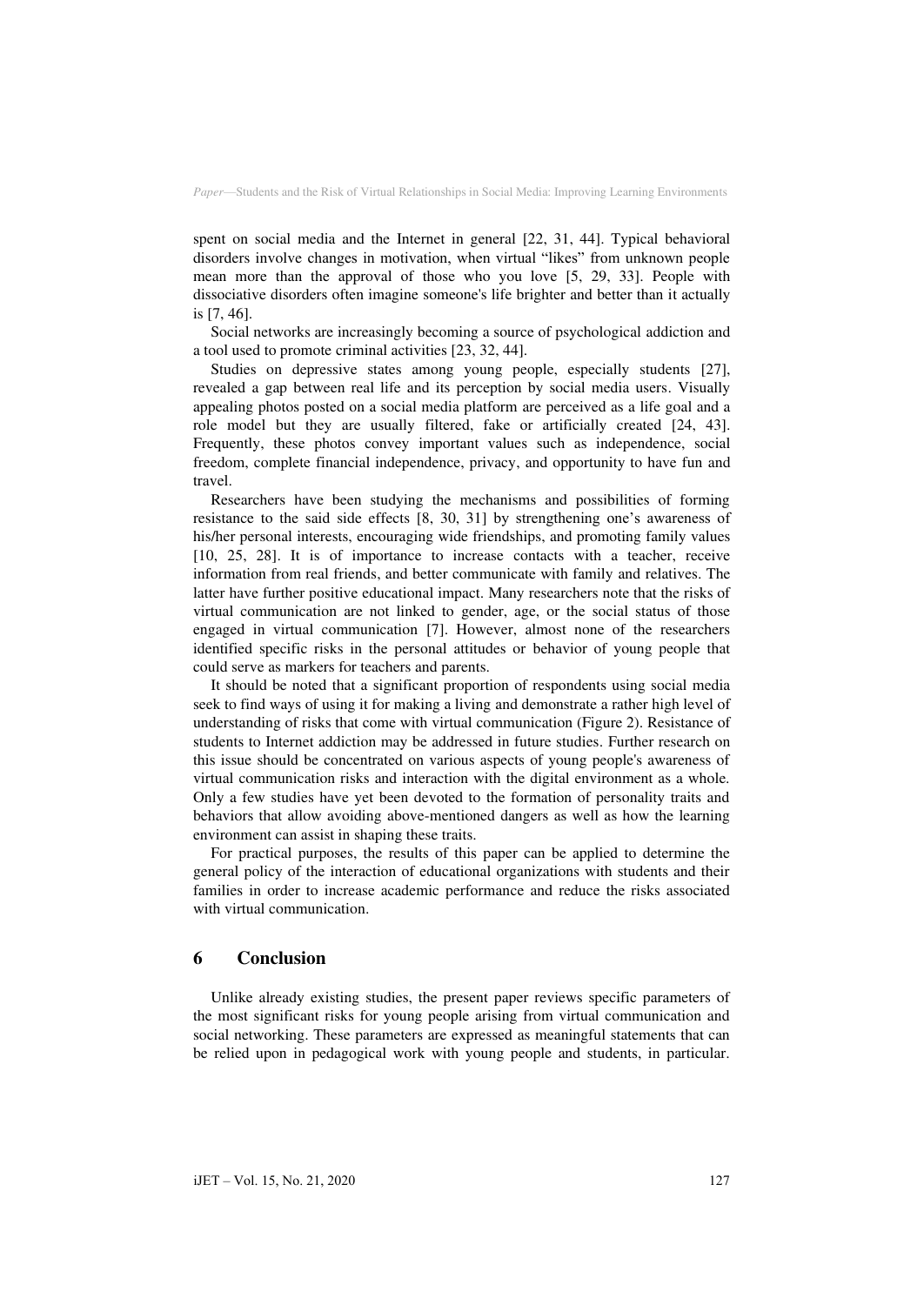spent on social media and the Internet in general [22, 31, 44]. Typical behavioral disorders involve changes in motivation, when virtual "likes" from unknown people mean more than the approval of those who you love [5, 29, 33]. People with dissociative disorders often imagine someone's life brighter and better than it actually is [7, 46].

Social networks are increasingly becoming a source of psychological addiction and a tool used to promote criminal activities [23, 32, 44].

Studies on depressive states among young people, especially students [27], revealed a gap between real life and its perception by social media users. Visually appealing photos posted on a social media platform are perceived as a life goal and a role model but they are usually filtered, fake or artificially created [24, 43]. Frequently, these photos convey important values such as independence, social freedom, complete financial independence, privacy, and opportunity to have fun and travel.

Researchers have been studying the mechanisms and possibilities of forming resistance to the said side effects [8, 30, 31] by strengthening one's awareness of his/her personal interests, encouraging wide friendships, and promoting family values [10, 25, 28]. It is of importance to increase contacts with a teacher, receive information from real friends, and better communicate with family and relatives. The latter have further positive educational impact. Many researchers note that the risks of virtual communication are not linked to gender, age, or the social status of those engaged in virtual communication [7]. However, almost none of the researchers identified specific risks in the personal attitudes or behavior of young people that could serve as markers for teachers and parents.

It should be noted that a significant proportion of respondents using social media seek to find ways of using it for making a living and demonstrate a rather high level of understanding of risks that come with virtual communication (Figure 2). Resistance of students to Internet addiction may be addressed in future studies. Further research on this issue should be concentrated on various aspects of young people's awareness of virtual communication risks and interaction with the digital environment as a whole. Only a few studies have yet been devoted to the formation of personality traits and behaviors that allow avoiding above-mentioned dangers as well as how the learning environment can assist in shaping these traits.

For practical purposes, the results of this paper can be applied to determine the general policy of the interaction of educational organizations with students and their families in order to increase academic performance and reduce the risks associated with virtual communication.

## 6 Conclusion

Unlike already existing studies, the present paper reviews specific parameters of the most significant risks for young people arising from virtual communication and social networking. These parameters are expressed as meaningful statements that can be relied upon in pedagogical work with young people and students, in particular.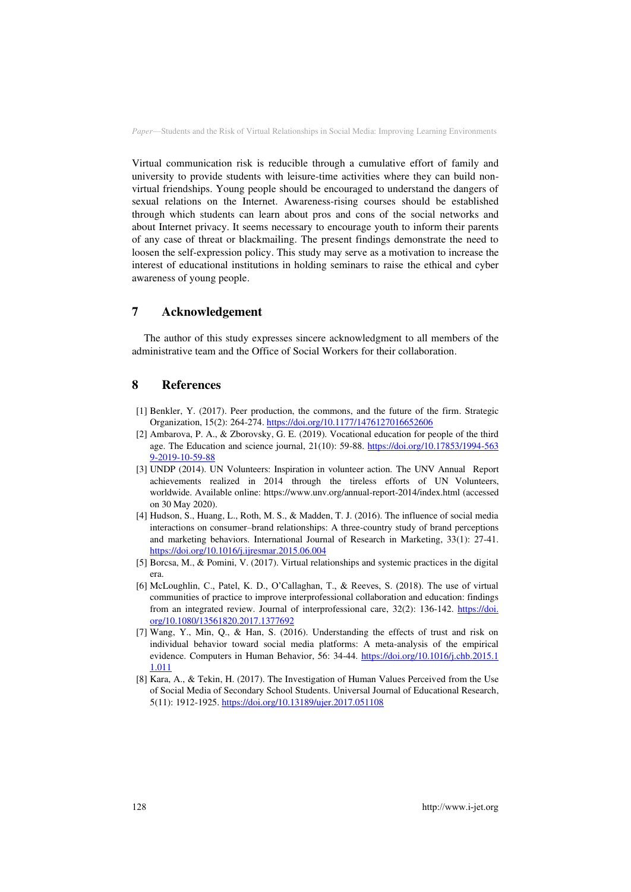Virtual communication risk is reducible through a cumulative effort of family and university to provide students with leisure-time activities where they can build non-virtual friendships. Young people should be encouraged to understand the dangers of sexual relations on the Internet. Awareness-rising courses should be established through which students can learn about pros and cons of the social networks and about Internet privacy. It seems necessary to encourage youth to inform their parents of any case of threat or blackmailing. The present findings demonstrate the need to loosen the self-expression policy. This study may serve as a motivation to increase the interest of educational institutions in holding seminars to raise the ethical and cyber awareness of young people.

## 7 Acknowledgement

The author of this study expresses sincere acknowledgment to all members of the administrative team and the Office of Social Workers for their collaboration.

## 8 References

[1] Benkler, Y. (2017). Peer production, the commons, and the future of the firm. Strategic Organization, 15(2): 264-274. https://doi.org/10.1177/1476127016652606

[2] Ambarova, P. A., & Zborovsky, G. E. (2019). Vocational education for people of the third age. The Education and science journal, 21(10): 59-88. https://doi.org/10.17853/1994-5639-2019-10-59-88

[3] UNDP (2014). UN Volunteers: Inspiration in volunteer action. The UNV Annual Report achievements realized in 2014 through the tireless efforts of UN Volunteers, worldwide. Available online: https://www.unv.org/annual-report-2014/index.html (accessed on 30 May 2020).

[4] Hudson, S., Huang, L., Roth, M. S., & Madden, T. J. (2016). The influence of social media interactions on consumer–brand relationships: A three-country study of brand perceptions and marketing behaviors. International Journal of Research in Marketing, 33(1): 27-41. https://doi.org/10.1016/j.ijresmar.2015.06.004

[5] Borcsa, M., & Pomini, V. (2017). Virtual relationships and systemic practices in the digital era.

[6] McLoughlin, C., Patel, K. D., O'Callaghan, T., & Reeves, S. (2018). The use of virtual communities of practice to improve interprofessional collaboration and education: findings from an integrated review. Journal of interprofessional care, 32(2): 136-142. https://doi.org/10.1080/13561820.2017.1377692

[7] Wang, Y., Min, Q., & Han, S. (2016). Understanding the effects of trust and risk on individual behavior toward social media platforms: A meta-analysis of the empirical evidence. Computers in Human Behavior, 56: 34-44. https://doi.org/10.1016/j.chb.2015.11.011

[8] Kara, A., & Tekin, H. (2017). The Investigation of Human Values Perceived from the Use of Social Media of Secondary School Students. Universal Journal of Educational Research, 5(11): 1912-1925. https://doi.org/10.13189/ujer.2017.051108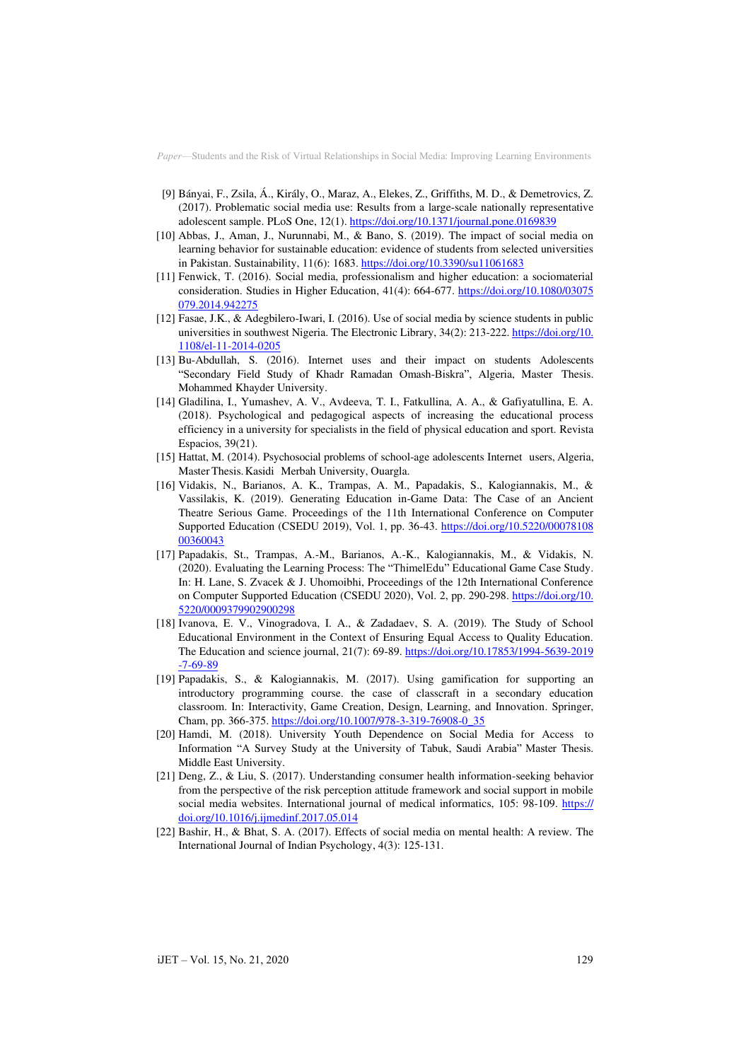[9] Bányai, F., Zsila, Á., Király, O., Maraz, A., Elekes, Z., Griffiths, M. D., & Demetrovics, Z. (2017). Problematic social media use: Results from a large-scale nationally representative adolescent sample. PLoS One, 12(1). https://doi.org/10.1371/journal.pone.0169839

[10] Abbas, J., Aman, J., Nurunnabi, M., & Bano, S. (2019). The impact of social media on learning behavior for sustainable education: evidence of students from selected universities in Pakistan. Sustainability, 11(6): 1683. https://doi.org/10.3390/su11061683

[11] Fenwick, T. (2016). Social media, professionalism and higher education: a sociomaterial consideration. Studies in Higher Education, 41(4): 664-677. https://doi.org/10.1080/03075079.2014.942275

[12] Fasae, J.K., & Adegbilero-Iwari, I. (2016). Use of social media by science students in public universities in southwest Nigeria. The Electronic Library, 34(2): 213-222. https://doi.org/10.1108/el-11-2014-0205

[13] Bu-Abdullah, S. (2016). Internet uses and their impact on students Adolescents "Secondary Field Study of Khadr Ramadan Omash-Biskra", Algeria, Master Thesis. Mohammed Khayder University.

[14] Gladilina, I., Yumashev, A. V., Avdeeva, T. I., Fatkullina, A. A., & Gafiyatullina, E. A. (2018). Psychological and pedagogical aspects of increasing the educational process efficiency in a university for specialists in the field of physical education and sport. Revista Espacios, 39(21).

[15] Hattat, M. (2014). Psychosocial problems of school-age adolescents Internet users, Algeria, Master Thesis. Kasidi Merbah University, Ouargla.

[16] Vidakis, N., Barianos, A. K., Trampas, A. M., Papadakis, S., Kalogiannakis, M., & Vassilakis, K. (2019). Generating Education in-Game Data: The Case of an Ancient Theatre Serious Game. Proceedings of the 11th International Conference on Computer Supported Education (CSEDU 2019), Vol. 1, pp. 36-43. https://doi.org/10.5220/0007810800360043

[17] Papadakis, St., Trampas, A.-M., Barianos, A.-K., Kalogiannakis, M., & Vidakis, N. (2020). Evaluating the Learning Process: The "ThimelEdu" Educational Game Case Study. In: H. Lane, S. Zvacek & J. Uhomoibhi, Proceedings of the 12th International Conference on Computer Supported Education (CSEDU 2020), Vol. 2, pp. 290-298. https://doi.org/10.5220/0009379902900298

[18] Ivanova, E. V., Vinogradova, I. A., & Zadadaev, S. A. (2019). The Study of School Educational Environment in the Context of Ensuring Equal Access to Quality Education. The Education and science journal, 21(7): 69-89. https://doi.org/10.17853/1994-5639-2019-7-69-89

[19] Papadakis, S., & Kalogiannakis, M. (2017). Using gamification for supporting an introductory programming course. the case of classcraft in a secondary education classroom. In: Interactivity, Game Creation, Design, Learning, and Innovation. Springer, Cham, pp. 366-375. https://doi.org/10.1007/978-3-319-76908-0_35

[20] Hamdi, M. (2018). University Youth Dependence on Social Media for Access to Information "A Survey Study at the University of Tabuk, Saudi Arabia" Master Thesis. Middle East University.

[21] Deng, Z., & Liu, S. (2017). Understanding consumer health information-seeking behavior from the perspective of the risk perception attitude framework and social support in mobile social media websites. International journal of medical informatics, 105: 98-109. https://doi.org/10.1016/j.ijmedinf.2017.05.014

[22] Bashir, H., & Bhat, S. A. (2017). Effects of social media on mental health: A review. The International Journal of Indian Psychology, 4(3): 125-131.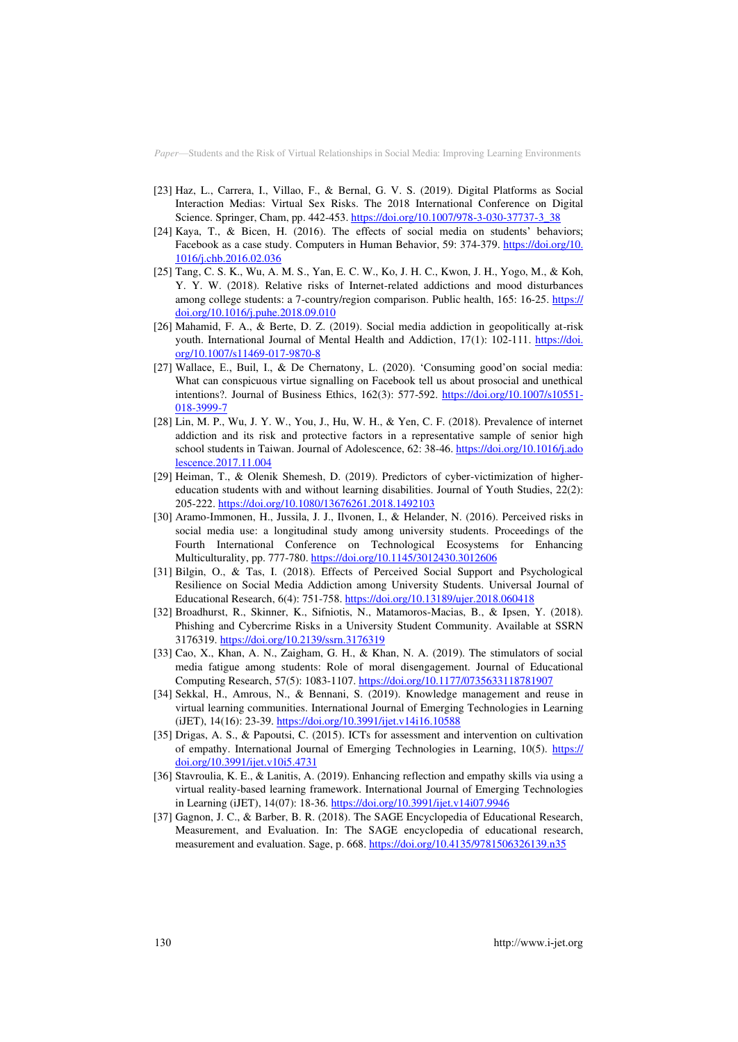[23] Haz, L., Carrera, I., Villao, F., & Bernal, G. V. S. (2019). Digital Platforms as Social Interaction Medias: Virtual Sex Risks. The 2018 International Conference on Digital Science. Springer, Cham, pp. 442-453. https://doi.org/10.1007/978-3-030-37737-3_38

[24] Kaya, T., & Bicen, H. (2016). The effects of social media on students' behaviors; Facebook as a case study. Computers in Human Behavior, 59: 374-379. https://doi.org/10.1016/j.chb.2016.02.036

[25] Tang, C. S. K., Wu, A. M. S., Yan, E. C. W., Ko, J. H. C., Kwon, J. H., Yogo, M., & Koh, Y. Y. W. (2018). Relative risks of Internet-related addictions and mood disturbances among college students: a 7-country/region comparison. Public health, 165: 16-25. https://doi.org/10.1016/j.puhe.2018.09.010

[26] Mahamid, F. A., & Berte, D. Z. (2019). Social media addiction in geopolitically at-risk youth. International Journal of Mental Health and Addiction, 17(1): 102-111. https://doi.org/10.1007/s11469-017-9870-8

[27] Wallace, E., Buil, I., & De Chernatony, L. (2020). 'Consuming good'on social media: What can conspicuous virtue signalling on Facebook tell us about prosocial and unethical intentions?. Journal of Business Ethics, 162(3): 577-592. https://doi.org/10.1007/s10551-018-3999-7

[28] Lin, M. P., Wu, J. Y. W., You, J., Hu, W. H., & Yen, C. F. (2018). Prevalence of internet addiction and its risk and protective factors in a representative sample of senior high school students in Taiwan. Journal of Adolescence, 62: 38-46. https://doi.org/10.1016/j.adolescence.2017.11.004

[29] Heiman, T., & Olenik Shemesh, D. (2019). Predictors of cyber-victimization of higher-education students with and without learning disabilities. Journal of Youth Studies, 22(2): 205-222. https://doi.org/10.1080/13676261.2018.1492103

[30] Aramo-Immonen, H., Jussila, J. J., Ilvonen, I., & Helander, N. (2016). Perceived risks in social media use: a longitudinal study among university students. Proceedings of the Fourth International Conference on Technological Ecosystems for Enhancing Multiculturality, pp. 777-780. https://doi.org/10.1145/3012430.3012606

[31] Bilgin, O., & Tas, I. (2018). Effects of Perceived Social Support and Psychological Resilience on Social Media Addiction among University Students. Universal Journal of Educational Research, 6(4): 751-758. https://doi.org/10.13189/ujer.2018.060418

[32] Broadhurst, R., Skinner, K., Sifniotis, N., Matamoros-Macias, B., & Ipsen, Y. (2018). Phishing and Cybercrime Risks in a University Student Community. Available at SSRN 3176319. https://doi.org/10.2139/ssrn.3176319

[33] Cao, X., Khan, A. N., Zaigham, G. H., & Khan, N. A. (2019). The stimulators of social media fatigue among students: Role of moral disengagement. Journal of Educational Computing Research, 57(5): 1083-1107. https://doi.org/10.1177/0735633118781907

[34] Sekkal, H., Amrous, N., & Bennani, S. (2019). Knowledge management and reuse in virtual learning communities. International Journal of Emerging Technologies in Learning (iJET), 14(16): 23-39. https://doi.org/10.3991/ijet.v14i16.10588

[35] Drigas, A. S., & Papoutsi, C. (2015). ICTs for assessment and intervention on cultivation of empathy. International Journal of Emerging Technologies in Learning, 10(5). https://doi.org/10.3991/ijet.v10i5.4731

[36] Stavroulia, K. E., & Lanitis, A. (2019). Enhancing reflection and empathy skills via using a virtual reality-based learning framework. International Journal of Emerging Technologies in Learning (iJET), 14(07): 18-36. https://doi.org/10.3991/ijet.v14i07.9946

[37] Gagnon, J. C., & Barber, B. R. (2018). The SAGE Encyclopedia of Educational Research, Measurement, and Evaluation. In: The SAGE encyclopedia of educational research, measurement and evaluation. Sage, p. 668. https://doi.org/10.4135/9781506326139.n35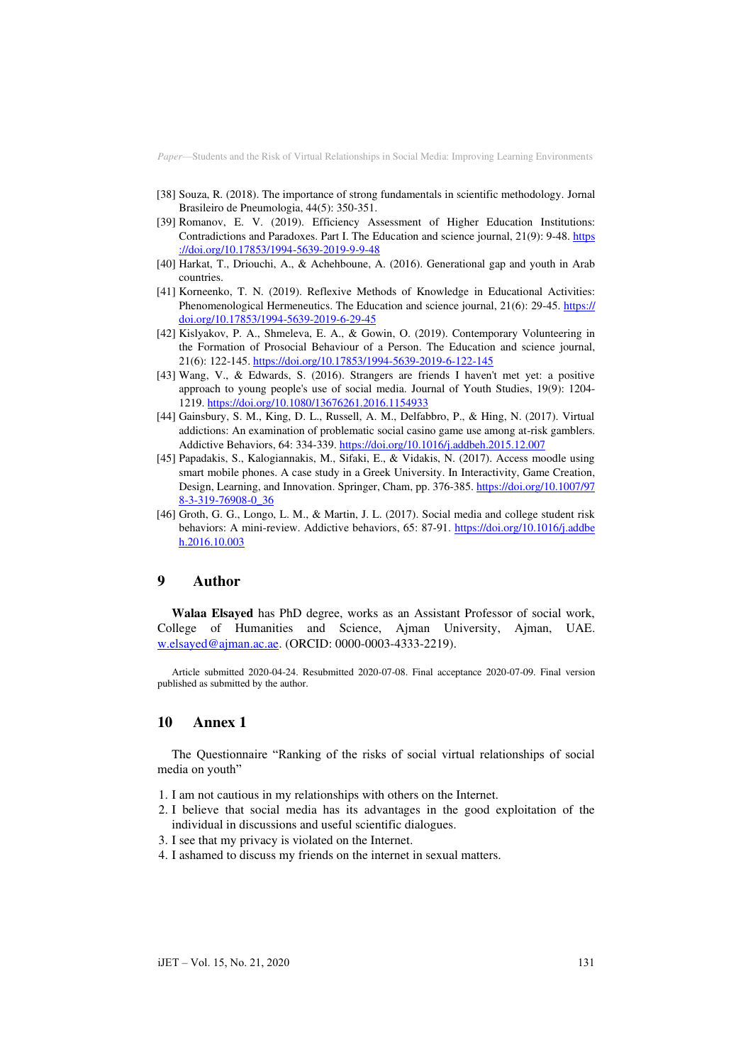[38] Souza, R. (2018). The importance of strong fundamentals in scientific methodology. Jornal Brasileiro de Pneumologia, 44(5): 350-351.

[39] Romanov, E. V. (2019). Efficiency Assessment of Higher Education Institutions: Contradictions and Paradoxes. Part I. The Education and science journal, 21(9): 9-48. https://doi.org/10.17853/1994-5639-2019-9-9-48

[40] Harkat, T., Driouchi, A., & Achehboune, A. (2016). Generational gap and youth in Arab countries.

[41] Korneenko, T. N. (2019). Reflexive Methods of Knowledge in Educational Activities: Phenomenological Hermeneutics. The Education and science journal, 21(6): 29-45. https://doi.org/10.17853/1994-5639-2019-6-29-45

[42] Kislyakov, P. A., Shmeleva, E. A., & Gowin, O. (2019). Contemporary Volunteering in the Formation of Prosocial Behaviour of a Person. The Education and science journal, 21(6): 122-145. https://doi.org/10.17853/1994-5639-2019-6-122-145

[43] Wang, V., & Edwards, S. (2016). Strangers are friends I haven't met yet: a positive approach to young people's use of social media. Journal of Youth Studies, 19(9): 1204-1219. https://doi.org/10.1080/13676261.2016.1154933

[44] Gainsbury, S. M., King, D. L., Russell, A. M., Delfabbro, P., & Hing, N. (2017). Virtual addictions: An examination of problematic social casino game use among at-risk gamblers. Addictive Behaviors, 64: 334-339. https://doi.org/10.1016/j.addbeh.2015.12.007

[45] Papadakis, S., Kalogiannakis, M., Sifaki, E., & Vidakis, N. (2017). Access moodle using smart mobile phones. A case study in a Greek University. In Interactivity, Game Creation, Design, Learning, and Innovation. Springer, Cham, pp. 376-385. https://doi.org/10.1007/978-3-319-76908-0_36

[46] Groth, G. G., Longo, L. M., & Martin, J. L. (2017). Social media and college student risk behaviors: A mini-review. Addictive behaviors, 65: 87-91. https://doi.org/10.1016/j.addbeh.2016.10.003

## 9 Author

**Walaa Elsayed** has PhD degree, works as an Assistant Professor of social work, College of Humanities and Science, Ajman University, Ajman, UAE. w.elsayed@ajman.ac.ae. (ORCID: 0000-0003-4333-2219).

Article submitted 2020-04-24. Resubmitted 2020-07-08. Final acceptance 2020-07-09. Final version published as submitted by the author.

## 10 Annex 1

The Questionnaire "Ranking of the risks of social virtual relationships of social media on youth"

1. I am not cautious in my relationships with others on the Internet.
2. I believe that social media has its advantages in the good exploitation of the individual in discussions and useful scientific dialogues.
3. I see that my privacy is violated on the Internet.
4. I ashamed to discuss my friends on the internet in sexual matters.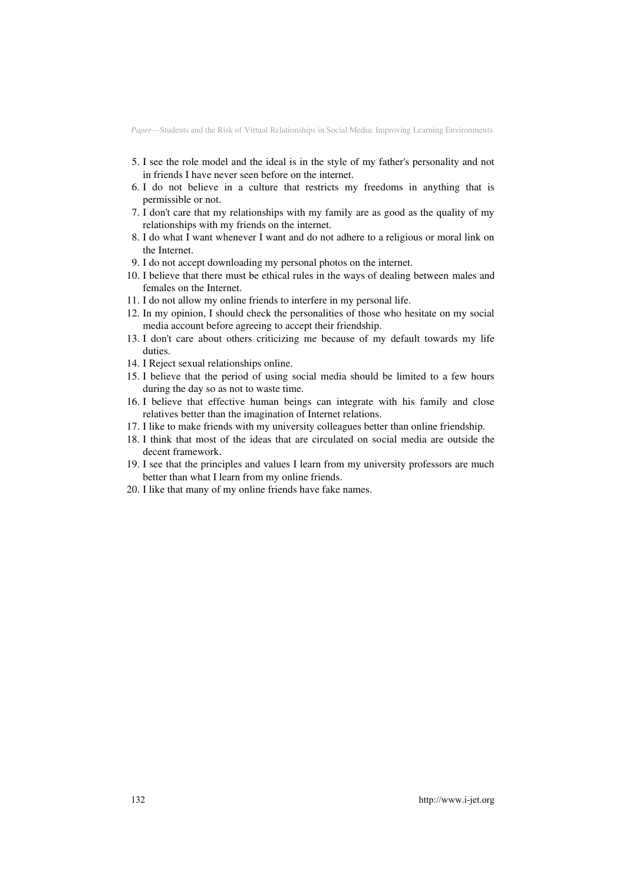5. I see the role model and the ideal is in the style of my father's personality and not in friends I have never seen before on the internet.
6. I do not believe in a culture that restricts my freedoms in anything that is permissible or not.
7. I don't care that my relationships with my family are as good as the quality of my relationships with my friends on the internet.
8. I do what I want whenever I want and do not adhere to a religious or moral link on the Internet.
9. I do not accept downloading my personal photos on the internet.
10. I believe that there must be ethical rules in the ways of dealing between males and females on the Internet.
11. I do not allow my online friends to interfere in my personal life.
12. In my opinion, I should check the personalities of those who hesitate on my social media account before agreeing to accept their friendship.
13. I don't care about others criticizing me because of my default towards my life duties.
14. I Reject sexual relationships online.
15. I believe that the period of using social media should be limited to a few hours during the day so as not to waste time.
16. I believe that effective human beings can integrate with his family and close relatives better than the imagination of Internet relations.
17. I like to make friends with my university colleagues better than online friendship.
18. I think that most of the ideas that are circulated on social media are outside the decent framework.
19. I see that the principles and values I learn from my university professors are much better than what I learn from my online friends.
20. I like that many of my online friends have fake names.